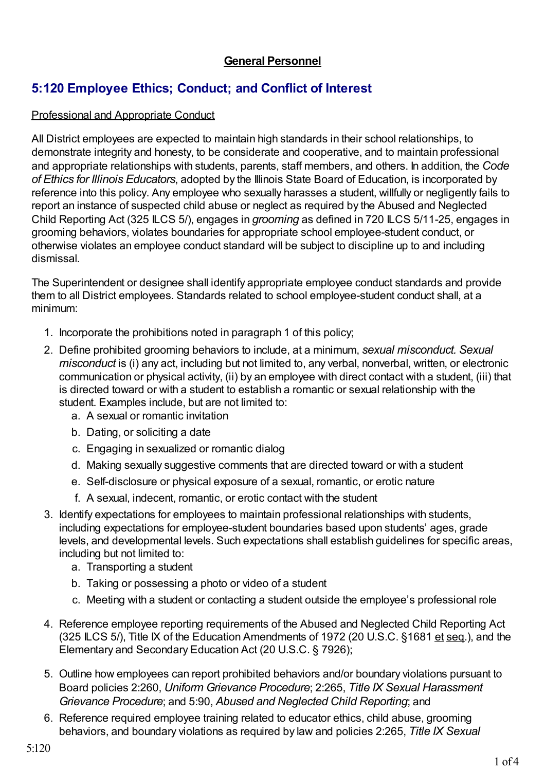**General Personnel**

## 5:120 Employee Ethics; Conduct; and Conflict of Interest

Professional and Appropriate Conduct

All District employees are expected to maintain high standards in their school relationships, to demonstrate integrity and honesty, to be considerate and cooperative, and to maintain professional and appropriate relationships with students, parents, staff members, and others. In addition, the *Code of Ethics for Illinois Educators*, adopted by the Illinois State Board of Education, is incorporated by reference into this policy. Any employee who sexually harasses a student, willfully or negligently fails to report an instance of suspected child abuse or neglect as required by the Abused and Neglected Child Reporting Act (325 ILCS 5/), engages in *grooming* as defined in 720 ILCS 5/11-25, engages in grooming behaviors, violates boundaries for appropriate school employee-student conduct, or otherwise violates an employee conduct standard will be subject to discipline up to and including dismissal.

The Superintendent or designee shall identify appropriate employee conduct standards and provide them to all District employees. Standards related to school employee-student conduct shall, at a minimum:

1. Incorporate the prohibitions noted in paragraph 1 of this policy;
2. Define prohibited grooming behaviors to include, at a minimum, *sexual misconduct. Sexual misconduct* is (i) any act, including but not limited to, any verbal, nonverbal, written, or electronic communication or physical activity, (ii) by an employee with direct contact with a student, (iii) that is directed toward or with a student to establish a romantic or sexual relationship with the student. Examples include, but are not limited to:
   a. A sexual or romantic invitation
   b. Dating, or soliciting a date
   c. Engaging in sexualized or romantic dialog
   d. Making sexually suggestive comments that are directed toward or with a student
   e. Self-disclosure or physical exposure of a sexual, romantic, or erotic nature
   f. A sexual, indecent, romantic, or erotic contact with the student
3. Identify expectations for employees to maintain professional relationships with students, including expectations for employee-student boundaries based upon students' ages, grade levels, and developmental levels. Such expectations shall establish guidelines for specific areas, including but not limited to:
   a. Transporting a student
   b. Taking or possessing a photo or video of a student
   c. Meeting with a student or contacting a student outside the employee's professional role
4. Reference employee reporting requirements of the Abused and Neglected Child Reporting Act (325 ILCS 5/), Title IX of the Education Amendments of 1972 (20 U.S.C. §1681 et seq.), and the Elementary and Secondary Education Act (20 U.S.C. § 7926);
5. Outline how employees can report prohibited behaviors and/or boundary violations pursuant to Board policies 2:260, *Uniform Grievance Procedure*; 2:265, *Title IX Sexual Harassment Grievance Procedure*; and 5:90, *Abused and Neglected Child Reporting*; and
6. Reference required employee training related to educator ethics, child abuse, grooming behaviors, and boundary violations as required by law and policies 2:265, *Title IX Sexual*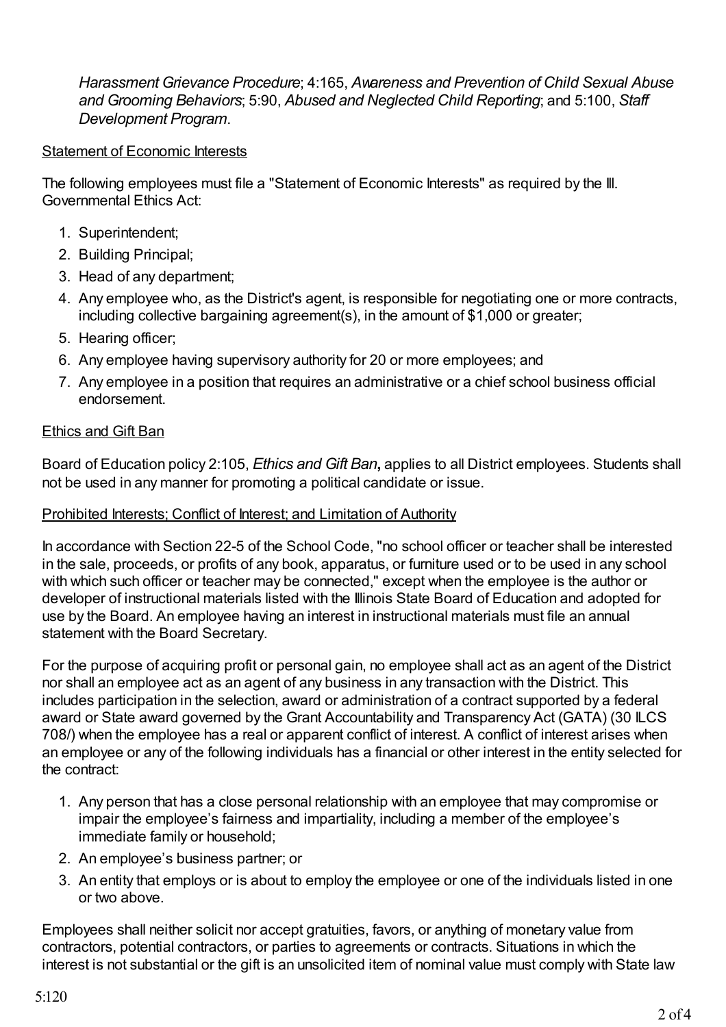*Harassment Grievance Procedure*; 4:165, *Awareness and Prevention of Child Sexual Abuse and Grooming Behaviors*; 5:90, *Abused and Neglected Child Reporting*; and 5:100, *Staff Development Program*.

Statement of Economic Interests

The following employees must file a "Statement of Economic Interests" as required by the Ill. Governmental Ethics Act:

1. Superintendent;
2. Building Principal;
3. Head of any department;
4. Any employee who, as the District's agent, is responsible for negotiating one or more contracts, including collective bargaining agreement(s), in the amount of $1,000 or greater;
5. Hearing officer;
6. Any employee having supervisory authority for 20 or more employees; and
7. Any employee in a position that requires an administrative or a chief school business official endorsement.

Ethics and Gift Ban

Board of Education policy 2:105, *Ethics and Gift Ban***,** applies to all District employees. Students shall not be used in any manner for promoting a political candidate or issue.

Prohibited Interests; Conflict of Interest; and Limitation of Authority

In accordance with Section 22-5 of the School Code, "no school officer or teacher shall be interested in the sale, proceeds, or profits of any book, apparatus, or furniture used or to be used in any school with which such officer or teacher may be connected," except when the employee is the author or developer of instructional materials listed with the Illinois State Board of Education and adopted for use by the Board. An employee having an interest in instructional materials must file an annual statement with the Board Secretary.

For the purpose of acquiring profit or personal gain, no employee shall act as an agent of the District nor shall an employee act as an agent of any business in any transaction with the District. This includes participation in the selection, award or administration of a contract supported by a federal award or State award governed by the Grant Accountability and Transparency Act (GATA) (30 ILCS 708/) when the employee has a real or apparent conflict of interest. A conflict of interest arises when an employee or any of the following individuals has a financial or other interest in the entity selected for the contract:

1. Any person that has a close personal relationship with an employee that may compromise or impair the employee's fairness and impartiality, including a member of the employee's immediate family or household;
2. An employee's business partner; or
3. An entity that employs or is about to employ the employee or one of the individuals listed in one or two above.

Employees shall neither solicit nor accept gratuities, favors, or anything of monetary value from contractors, potential contractors, or parties to agreements or contracts. Situations in which the interest is not substantial or the gift is an unsolicited item of nominal value must comply with State law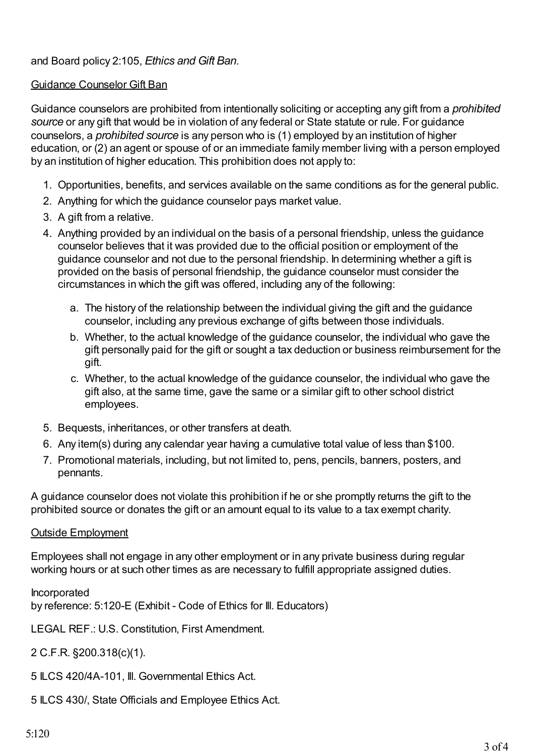and Board policy 2:105, *Ethics and Gift Ban*.

Guidance Counselor Gift Ban

Guidance counselors are prohibited from intentionally soliciting or accepting any gift from a *prohibited source* or any gift that would be in violation of any federal or State statute or rule. For guidance counselors, a *prohibited source* is any person who is (1) employed by an institution of higher education, or (2) an agent or spouse of or an immediate family member living with a person employed by an institution of higher education. This prohibition does not apply to:

1. Opportunities, benefits, and services available on the same conditions as for the general public.
2. Anything for which the guidance counselor pays market value.
3. A gift from a relative.
4. Anything provided by an individual on the basis of a personal friendship, unless the guidance counselor believes that it was provided due to the official position or employment of the guidance counselor and not due to the personal friendship. In determining whether a gift is provided on the basis of personal friendship, the guidance counselor must consider the circumstances in which the gift was offered, including any of the following:
   a. The history of the relationship between the individual giving the gift and the guidance counselor, including any previous exchange of gifts between those individuals.
   b. Whether, to the actual knowledge of the guidance counselor, the individual who gave the gift personally paid for the gift or sought a tax deduction or business reimbursement for the gift.
   c. Whether, to the actual knowledge of the guidance counselor, the individual who gave the gift also, at the same time, gave the same or a similar gift to other school district employees.
5. Bequests, inheritances, or other transfers at death.
6. Any item(s) during any calendar year having a cumulative total value of less than $100.
7. Promotional materials, including, but not limited to, pens, pencils, banners, posters, and pennants.

A guidance counselor does not violate this prohibition if he or she promptly returns the gift to the prohibited source or donates the gift or an amount equal to its value to a tax exempt charity.

Outside Employment

Employees shall not engage in any other employment or in any private business during regular working hours or at such other times as are necessary to fulfill appropriate assigned duties.

Incorporated
by reference: 5:120-E (Exhibit - Code of Ethics for Ill. Educators)

LEGAL REF.: U.S. Constitution, First Amendment.

2 C.F.R. §200.318(c)(1).

5 ILCS 420/4A-101, Ill. Governmental Ethics Act.

5 ILCS 430/, State Officials and Employee Ethics Act.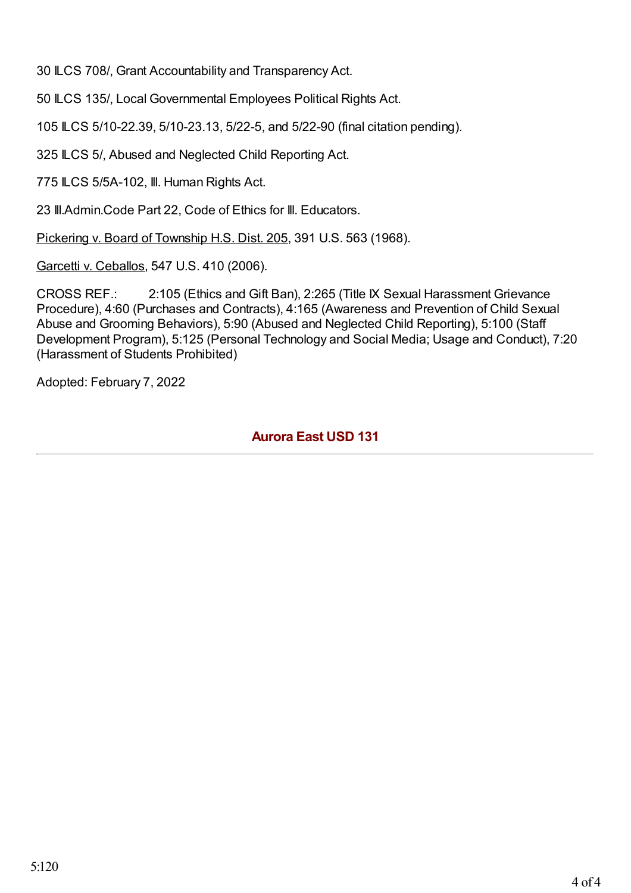30 ILCS 708/, Grant Accountability and Transparency Act.

50 ILCS 135/, Local Governmental Employees Political Rights Act.

105 ILCS 5/10-22.39, 5/10-23.13, 5/22-5, and 5/22-90 (final citation pending).

325 ILCS 5/, Abused and Neglected Child Reporting Act.

775 ILCS 5/5A-102, Ill. Human Rights Act.

23 Ill.Admin.Code Part 22, Code of Ethics for Ill. Educators.

Pickering v. Board of Township H.S. Dist. 205, 391 U.S. 563 (1968).

Garcetti v. Ceballos, 547 U.S. 410 (2006).

CROSS REF.: 2:105 (Ethics and Gift Ban), 2:265 (Title IX Sexual Harassment Grievance Procedure), 4:60 (Purchases and Contracts), 4:165 (Awareness and Prevention of Child Sexual Abuse and Grooming Behaviors), 5:90 (Abused and Neglected Child Reporting), 5:100 (Staff Development Program), 5:125 (Personal Technology and Social Media; Usage and Conduct), 7:20 (Harassment of Students Prohibited)

Adopted: February 7, 2022

**Aurora East USD 131**